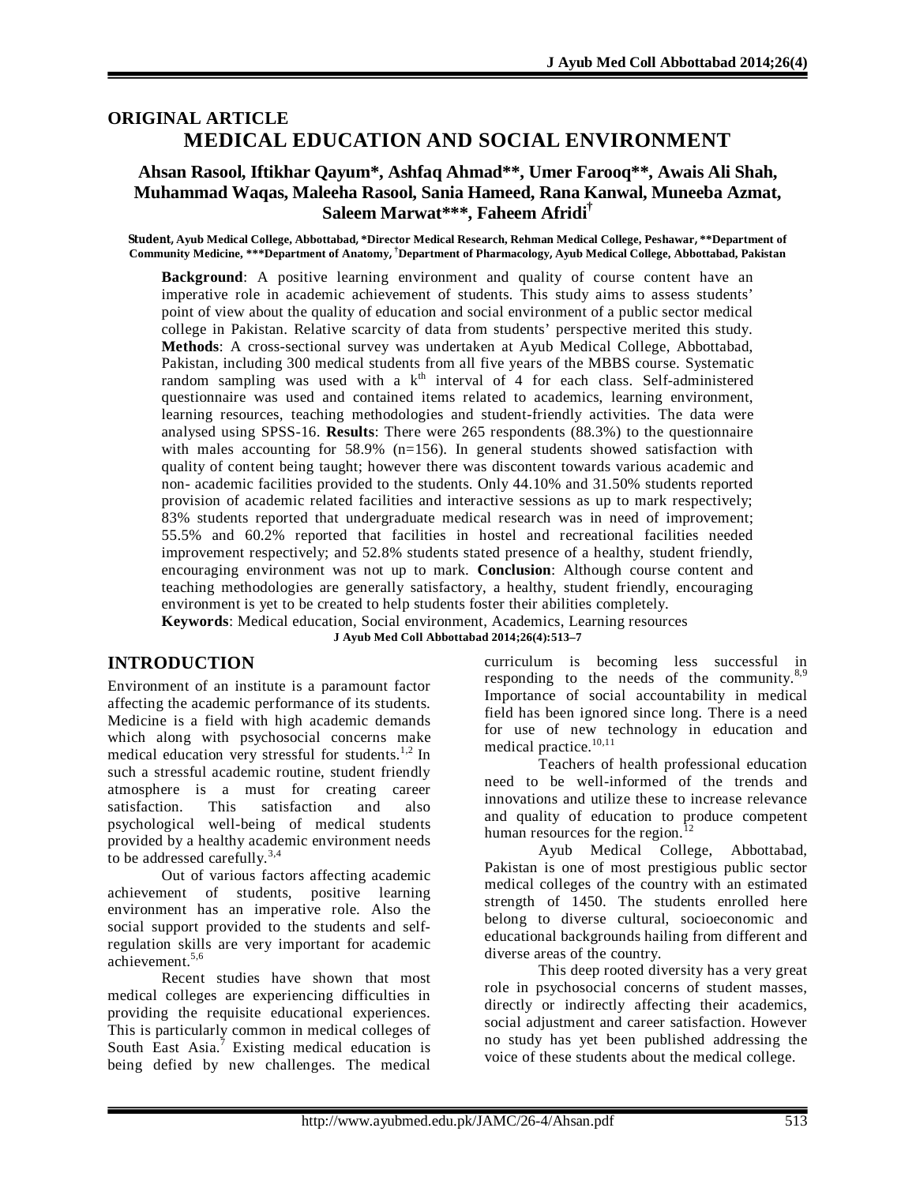**ORIGINAL ARTICLE**

# MEDICAL EDUCATION AND SOCIAL ENVIRONMENT

**Ahsan Rasool, Iftikhar Qayum\*, Ashfaq Ahmad\*\*, Umer Farooq\*\*, Awais Ali Shah, Muhammad Waqas, Maleeha Rasool, Sania Hameed, Rana Kanwal, Muneeba Azmat, Saleem Marwat\*\*\*, Faheem Afridi[†]**

**Student, Ayub Medical College, Abbottabad, \*Director Medical Research, Rehman Medical College, Peshawar, \*\*Department of Community Medicine, \*\*\*Department of Anatomy, [†]Department of Pharmacology, Ayub Medical College, Abbottabad, Pakistan**

**Background**: A positive learning environment and quality of course content have an imperative role in academic achievement of students. This study aims to assess students' point of view about the quality of education and social environment of a public sector medical college in Pakistan. Relative scarcity of data from students' perspective merited this study. **Methods**: A cross-sectional survey was undertaken at Ayub Medical College, Abbottabad, Pakistan, including 300 medical students from all five years of the MBBS course. Systematic random sampling was used with a $k^{th}$ interval of 4 for each class. Self-administered questionnaire was used and contained items related to academics, learning environment, learning resources, teaching methodologies and student-friendly activities. The data were analysed using SPSS-16. **Results**: There were 265 respondents (88.3%) to the questionnaire with males accounting for 58.9% (n=156). In general students showed satisfaction with quality of content being taught; however there was discontent towards various academic and non- academic facilities provided to the students. Only 44.10% and 31.50% students reported provision of academic related facilities and interactive sessions as up to mark respectively; 83% students reported that undergraduate medical research was in need of improvement; 55.5% and 60.2% reported that facilities in hostel and recreational facilities needed improvement respectively; and 52.8% students stated presence of a healthy, student friendly, encouraging environment was not up to mark. **Conclusion**: Although course content and teaching methodologies are generally satisfactory, a healthy, student friendly, encouraging environment is yet to be created to help students foster their abilities completely.

**Keywords**: Medical education, Social environment, Academics, Learning resources

**J Ayub Med Coll Abbottabad 2014;26(4):513–7**

## INTRODUCTION

Environment of an institute is a paramount factor affecting the academic performance of its students. Medicine is a field with high academic demands which along with psychosocial concerns make medical education very stressful for students.[1,2] In such a stressful academic routine, student friendly atmosphere is a must for creating career satisfaction. This satisfaction and also psychological well-being of medical students provided by a healthy academic environment needs to be addressed carefully.[3,4]

Out of various factors affecting academic achievement of students, positive learning environment has an imperative role. Also the social support provided to the students and self-regulation skills are very important for academic achievement.[5,6]

Recent studies have shown that most medical colleges are experiencing difficulties in providing the requisite educational experiences. This is particularly common in medical colleges of South East Asia.[7] Existing medical education is being defied by new challenges. The medical curriculum is becoming less successful in responding to the needs of the community.[8,9] Importance of social accountability in medical field has been ignored since long. There is a need for use of new technology in education and medical practice.[10,11]

Teachers of health professional education need to be well-informed of the trends and innovations and utilize these to increase relevance and quality of education to produce competent human resources for the region.[12]

Ayub Medical College, Abbottabad, Pakistan is one of most prestigious public sector medical colleges of the country with an estimated strength of 1450. The students enrolled here belong to diverse cultural, socioeconomic and educational backgrounds hailing from different and diverse areas of the country.

This deep rooted diversity has a very great role in psychosocial concerns of student masses, directly or indirectly affecting their academics, social adjustment and career satisfaction. However no study has yet been published addressing the voice of these students about the medical college.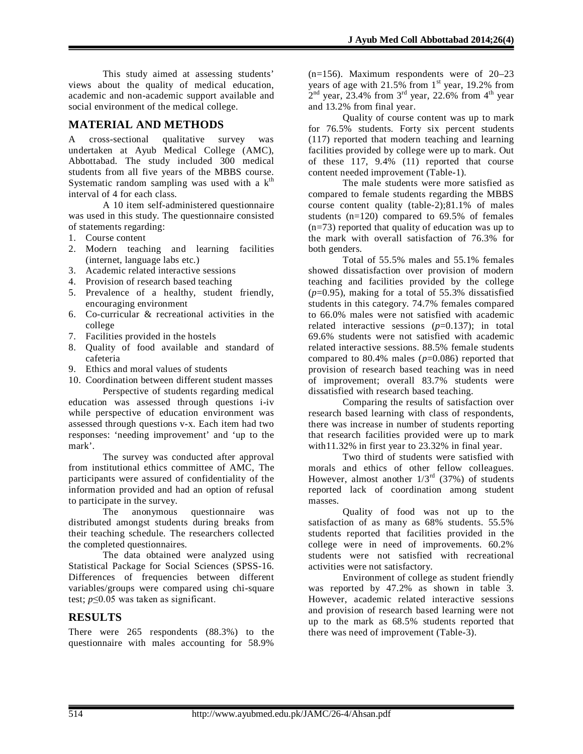This study aimed at assessing students' views about the quality of medical education, academic and non-academic support available and social environment of the medical college.

## MATERIAL AND METHODS

A cross-sectional qualitative survey was undertaken at Ayub Medical College (AMC), Abbottabad. The study included 300 medical students from all five years of the MBBS course. Systematic random sampling was used with a $k^{th}$ interval of 4 for each class.

A 10 item self-administered questionnaire was used in this study. The questionnaire consisted of statements regarding:

1. Course content
2. Modern teaching and learning facilities (internet, language labs etc.)
3. Academic related interactive sessions
4. Provision of research based teaching
5. Prevalence of a healthy, student friendly, encouraging environment
6. Co-curricular & recreational activities in the college
7. Facilities provided in the hostels
8. Quality of food available and standard of cafeteria
9. Ethics and moral values of students
10. Coordination between different student masses

Perspective of students regarding medical education was assessed through questions i-iv while perspective of education environment was assessed through questions v-x. Each item had two responses: 'needing improvement' and 'up to the mark'.

The survey was conducted after approval from institutional ethics committee of AMC, The participants were assured of confidentiality of the information provided and had an option of refusal to participate in the survey.

The anonymous questionnaire was distributed amongst students during breaks from their teaching schedule. The researchers collected the completed questionnaires.

The data obtained were analyzed using Statistical Package for Social Sciences (SPSS-16. Differences of frequencies between different variables/groups were compared using chi-square test; $p \leq 0.05$ was taken as significant.

## RESULTS

There were 265 respondents (88.3%) to the questionnaire with males accounting for 58.9% (n=156). Maximum respondents were of 20–23 years of age with 21.5% from 1st year, 19.2% from 2nd year, 23.4% from 3rd year, 22.6% from 4th year and 13.2% from final year.

Quality of course content was up to mark for 76.5% students. Forty six percent students (117) reported that modern teaching and learning facilities provided by college were up to mark. Out of these 117, 9.4% (11) reported that course content needed improvement (Table-1).

The male students were more satisfied as compared to female students regarding the MBBS course content quality (table-2);81.1% of males students (n=120) compared to 69.5% of females (n=73) reported that quality of education was up to the mark with overall satisfaction of 76.3% for both genders.

Total of 55.5% males and 55.1% females showed dissatisfaction over provision of modern teaching and facilities provided by the college ($p$=0.95), making for a total of 55.3% dissatisfied students in this category. 74.7% females compared to 66.0% males were not satisfied with academic related interactive sessions ($p$=0.137); in total 69.6% students were not satisfied with academic related interactive sessions. 88.5% female students compared to 80.4% males ($p$=0.086) reported that provision of research based teaching was in need of improvement; overall 83.7% students were dissatisfied with research based teaching.

Comparing the results of satisfaction over research based learning with class of respondents, there was increase in number of students reporting that research facilities provided were up to mark with11.32% in first year to 23.32% in final year.

Two third of students were satisfied with morals and ethics of other fellow colleagues. However, almost another 1/3rd (37%) of students reported lack of coordination among student masses.

Quality of food was not up to the satisfaction of as many as 68% students. 55.5% students reported that facilities provided in the college were in need of improvements. 60.2% students were not satisfied with recreational activities were not satisfactory.

Environment of college as student friendly was reported by 47.2% as shown in table 3. However, academic related interactive sessions and provision of research based learning were not up to the mark as 68.5% students reported that there was need of improvement (Table-3).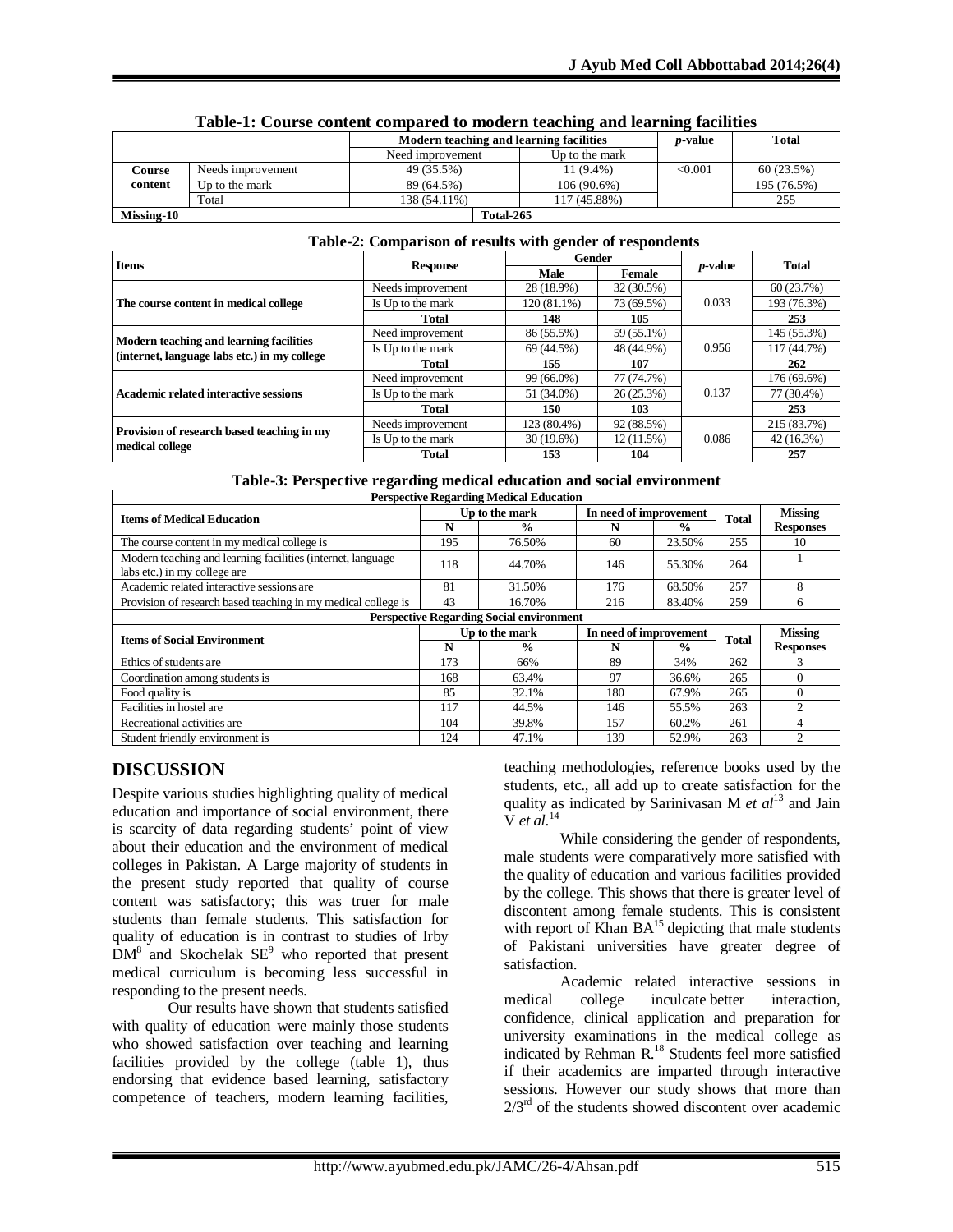**Table-1: Course content compared to modern teaching and learning facilities**

| | | Modern teaching and learning facilities | | *p*-value | Total |
|---|---|---|---|---|---|
| | | Need improvement | Up to the mark | | |
| Course content | Needs improvement | 49 (35.5%) | 11 (9.4%) | <0.001 | 60 (23.5%) |
| | Up to the mark | 89 (64.5%) | 106 (90.6%) | | 195 (76.5%) |
| | Total | 138 (54.11%) | 117 (45.88%) | | 255 |
| Missing-10 | | Total-265 | | | |

**Table-2: Comparison of results with gender of respondents**

| Items | Response | Gender | | *p*-value | Total |
|---|---|---|---|---|---|
| | | Male | Female | | |
| The course content in medical college | Needs improvement | 28 (18.9%) | 32 (30.5%) | 0.033 | 60 (23.7%) |
| | Is Up to the mark | 120 (81.1%) | 73 (69.5%) | | 193 (76.3%) |
| | **Total** | **148** | **105** | | **253** |
| Modern teaching and learning facilities (internet, language labs etc.) in my college | Need improvement | 86 (55.5%) | 59 (55.1%) | 0.956 | 145 (55.3%) |
| | Is Up to the mark | 69 (44.5%) | 48 (44.9%) | | 117 (44.7%) |
| | **Total** | **155** | **107** | | **262** |
| Academic related interactive sessions | Need improvement | 99 (66.0%) | 77 (74.7%) | 0.137 | 176 (69.6%) |
| | Is Up to the mark | 51 (34.0%) | 26 (25.3%) | | 77 (30.4%) |
| | **Total** | **150** | **103** | | **253** |
| Provision of research based teaching in my medical college | Needs improvement | 123 (80.4%) | 92 (88.5%) | 0.086 | 215 (83.7%) |
| | Is Up to the mark | 30 (19.6%) | 12 (11.5%) | | 42 (16.3%) |
| | **Total** | **153** | **104** | | **257** |

**Table-3: Perspective regarding medical education and social environment**

| **Perspective Regarding Medical Education** | | | | | | |
|---|---|---|---|---|---|---|
| **Items of Medical Education** | **Up to the mark** | | **In need of improvement** | | **Total** | **Missing Responses** |
| | **N** | **%** | **N** | **%** | | |
| The course content in my medical college is | 195 | 76.50% | 60 | 23.50% | 255 | 10 |
| Modern teaching and learning facilities (internet, language labs etc.) in my college are | 118 | 44.70% | 146 | 55.30% | 264 | 1 |
| Academic related interactive sessions are | 81 | 31.50% | 176 | 68.50% | 257 | 8 |
| Provision of research based teaching in my medical college is | 43 | 16.70% | 216 | 83.40% | 259 | 6 |
| **Perspective Regarding Social environment** | | | | | | |
| **Items of Social Environment** | **Up to the mark** | | **In need of improvement** | | **Total** | **Missing Responses** |
| | **N** | **%** | **N** | **%** | | |
| Ethics of students are | 173 | 66% | 89 | 34% | 262 | 3 |
| Coordination among students is | 168 | 63.4% | 97 | 36.6% | 265 | 0 |
| Food quality is | 85 | 32.1% | 180 | 67.9% | 265 | 0 |
| Facilities in hostel are | 117 | 44.5% | 146 | 55.5% | 263 | 2 |
| Recreational activities are | 104 | 39.8% | 157 | 60.2% | 261 | 4 |
| Student friendly environment is | 124 | 47.1% | 139 | 52.9% | 263 | 2 |

## DISCUSSION

Despite various studies highlighting quality of medical education and importance of social environment, there is scarcity of data regarding students' point of view about their education and the environment of medical colleges in Pakistan. A Large majority of students in the present study reported that quality of course content was satisfactory; this was truer for male students than female students. This satisfaction for quality of education is in contrast to studies of Irby DM[8] and Skochelak SE[9] who reported that present medical curriculum is becoming less successful in responding to the present needs.

Our results have shown that students satisfied with quality of education were mainly those students who showed satisfaction over teaching and learning facilities provided by the college (table 1), thus endorsing that evidence based learning, satisfactory competence of teachers, modern learning facilities, teaching methodologies, reference books used by the students, etc., all add up to create satisfaction for the quality as indicated by Sarinivasan M *et al*[13] and Jain V *et al*.[14]

While considering the gender of respondents, male students were comparatively more satisfied with the quality of education and various facilities provided by the college. This shows that there is greater level of discontent among female students. This is consistent with report of Khan BA[15] depicting that male students of Pakistani universities have greater degree of satisfaction.

Academic related interactive sessions in medical college inculcate better interaction, confidence, clinical application and preparation for university examinations in the medical college as indicated by Rehman R.[18] Students feel more satisfied if their academics are imparted through interactive sessions. However our study shows that more than 2/3rd of the students showed discontent over academic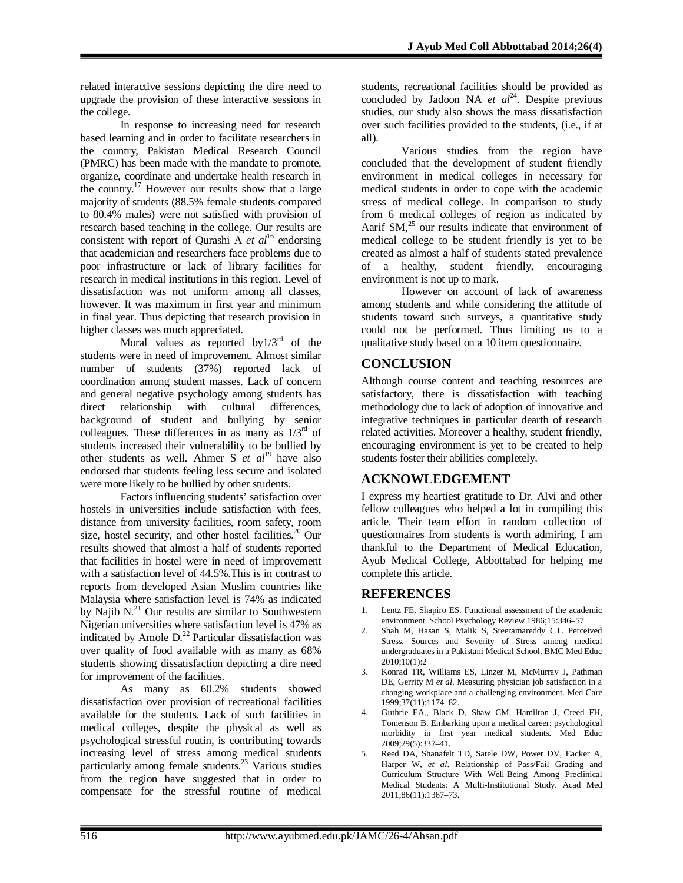related interactive sessions depicting the dire need to upgrade the provision of these interactive sessions in the college.

In response to increasing need for research based learning and in order to facilitate researchers in the country, Pakistan Medical Research Council (PMRC) has been made with the mandate to promote, organize, coordinate and undertake health research in the country.[17] However our results show that a large majority of students (88.5% female students compared to 80.4% males) were not satisfied with provision of research based teaching in the college. Our results are consistent with report of Qurashi A *et al*[16] endorsing that academician and researchers face problems due to poor infrastructure or lack of library facilities for research in medical institutions in this region. Level of dissatisfaction was not uniform among all classes, however. It was maximum in first year and minimum in final year. Thus depicting that research provision in higher classes was much appreciated.

Moral values as reported by1/3rd of the students were in need of improvement. Almost similar number of students (37%) reported lack of coordination among student masses. Lack of concern and general negative psychology among students has direct relationship with cultural differences, background of student and bullying by senior colleagues. These differences in as many as 1/3rd of students increased their vulnerability to be bullied by other students as well. Ahmer S *et al*[19] have also endorsed that students feeling less secure and isolated were more likely to be bullied by other students.

Factors influencing students' satisfaction over hostels in universities include satisfaction with fees, distance from university facilities, room safety, room size, hostel security, and other hostel facilities.[20] Our results showed that almost a half of students reported that facilities in hostel were in need of improvement with a satisfaction level of 44.5%.This is in contrast to reports from developed Asian Muslim countries like Malaysia where satisfaction level is 74% as indicated by Najib N.[21] Our results are similar to Southwestern Nigerian universities where satisfaction level is 47% as indicated by Amole D.[22] Particular dissatisfaction was over quality of food available with as many as 68% students showing dissatisfaction depicting a dire need for improvement of the facilities.

As many as 60.2% students showed dissatisfaction over provision of recreational facilities available for the students. Lack of such facilities in medical colleges, despite the physical as well as psychological stressful routin, is contributing towards increasing level of stress among medical students particularly among female students.[23] Various studies from the region have suggested that in order to compensate for the stressful routine of medical students, recreational facilities should be provided as concluded by Jadoon NA *et al*[24]. Despite previous studies, our study also shows the mass dissatisfaction over such facilities provided to the students, (i.e., if at all).

Various studies from the region have concluded that the development of student friendly environment in medical colleges in necessary for medical students in order to cope with the academic stress of medical college. In comparison to study from 6 medical colleges of region as indicated by Aarif SM,[25] our results indicate that environment of medical college to be student friendly is yet to be created as almost a half of students stated prevalence of a healthy, student friendly, encouraging environment is not up to mark.

However on account of lack of awareness among students and while considering the attitude of students toward such surveys, a quantitative study could not be performed. Thus limiting us to a qualitative study based on a 10 item questionnaire.

## CONCLUSION

Although course content and teaching resources are satisfactory, there is dissatisfaction with teaching methodology due to lack of adoption of innovative and integrative techniques in particular dearth of research related activities. Moreover a healthy, student friendly, encouraging environment is yet to be created to help students foster their abilities completely.

## ACKNOWLEDGEMENT

I express my heartiest gratitude to Dr. Alvi and other fellow colleagues who helped a lot in compiling this article. Their team effort in random collection of questionnaires from students is worth admiring. I am thankful to the Department of Medical Education, Ayub Medical College, Abbottabad for helping me complete this article.

## REFERENCES

1. Lentz FE, Shapiro ES. Functional assessment of the academic environment. School Psychology Review 1986;15:346–57
2. Shah M, Hasan S, Malik S, Sreeramareddy CT. Perceived Stress, Sources and Severity of Stress among medical undergraduates in a Pakistani Medical School. BMC Med Educ 2010;10(1):2
3. Konrad TR, Williams ES, Linzer M, McMurray J, Pathman DE, Gerrity M *et al*. Measuring physician job satisfaction in a changing workplace and a challenging environment. Med Care 1999;37(11):1174–82.
4. Guthrie EA., Black D, Shaw CM, Hamilton J, Creed FH, Tomenson B. Embarking upon a medical career: psychological morbidity in first year medical students. Med Educ 2009;29(5):337–41.
5. Reed DA, Shanafelt TD, Satele DW, Power DV, Eacker A, Harper W, *et al*. Relationship of Pass/Fail Grading and Curriculum Structure With Well-Being Among Preclinical Medical Students: A Multi-Institutional Study. Acad Med 2011;86(11):1367–73.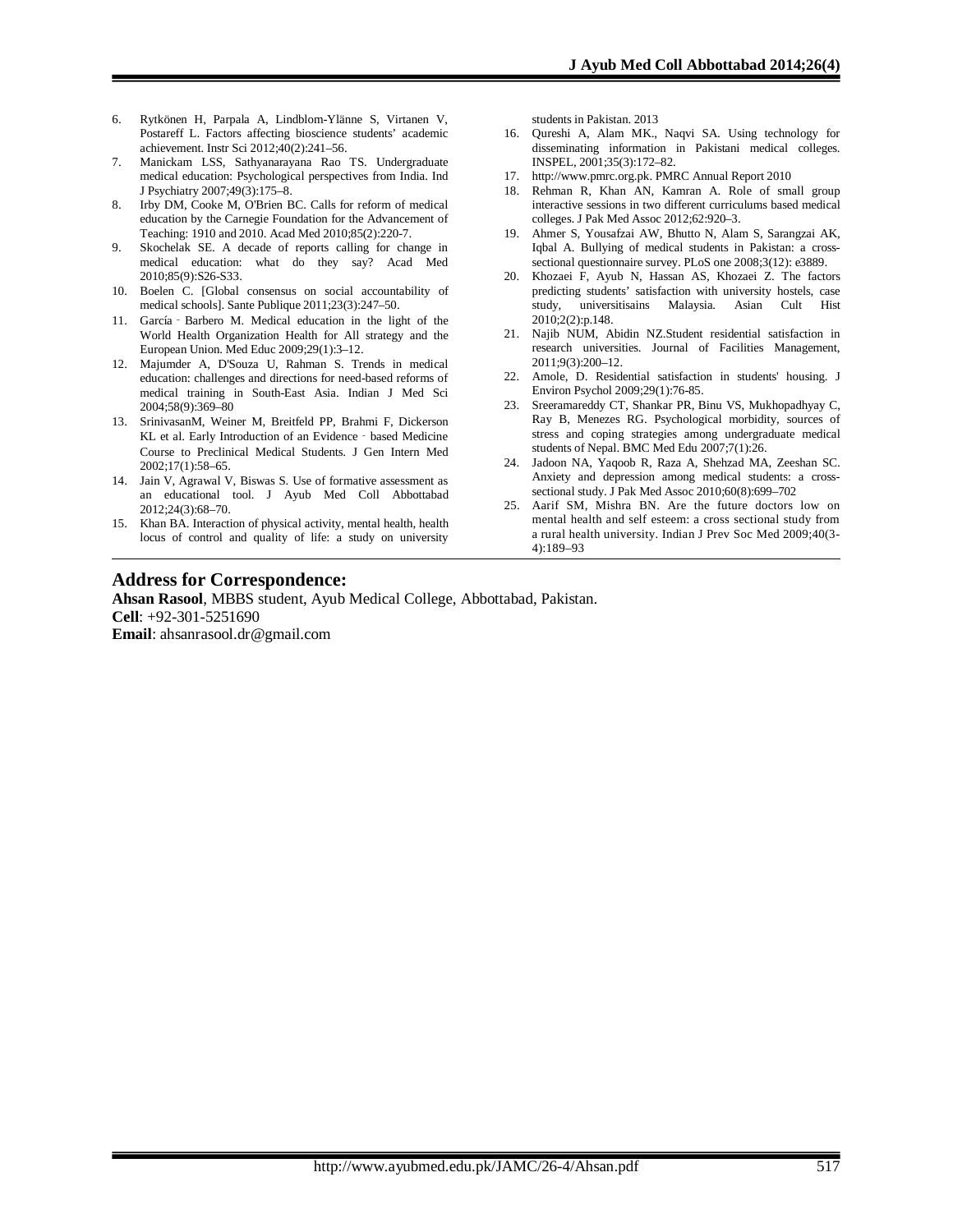6. Rytkönen H, Parpala A, Lindblom-Ylänne S, Virtanen V, Postareff L. Factors affecting bioscience students' academic achievement. Instr Sci 2012;40(2):241–56.
7. Manickam LSS, Sathyanarayana Rao TS. Undergraduate medical education: Psychological perspectives from India. Ind J Psychiatry 2007;49(3):175–8.
8. Irby DM, Cooke M, O'Brien BC. Calls for reform of medical education by the Carnegie Foundation for the Advancement of Teaching: 1910 and 2010. Acad Med 2010;85(2):220-7.
9. Skochelak SE. A decade of reports calling for change in medical education: what do they say? Acad Med 2010;85(9):S26-S33.
10. Boelen C. [Global consensus on social accountability of medical schools]. Sante Publique 2011;23(3):247–50.
11. García‐Barbero M. Medical education in the light of the World Health Organization Health for All strategy and the European Union. Med Educ 2009;29(1):3–12.
12. Majumder A, D'Souza U, Rahman S. Trends in medical education: challenges and directions for need-based reforms of medical training in South-East Asia. Indian J Med Sci 2004;58(9):369–80
13. SrinivasanM, Weiner M, Breitfeld PP, Brahmi F, Dickerson KL et al. Early Introduction of an Evidence‐based Medicine Course to Preclinical Medical Students. J Gen Intern Med 2002;17(1):58–65.
14. Jain V, Agrawal V, Biswas S. Use of formative assessment as an educational tool. J Ayub Med Coll Abbottabad 2012;24(3):68–70.
15. Khan BA. Interaction of physical activity, mental health, health locus of control and quality of life: a study on university students in Pakistan. 2013
16. Qureshi A, Alam MK., Naqvi SA. Using technology for disseminating information in Pakistani medical colleges. INSPEL, 2001;35(3):172–82.
17. http://www.pmrc.org.pk. PMRC Annual Report 2010
18. Rehman R, Khan AN, Kamran A. Role of small group interactive sessions in two different curriculums based medical colleges. J Pak Med Assoc 2012;62:920–3.
19. Ahmer S, Yousafzai AW, Bhutto N, Alam S, Sarangzai AK, Iqbal A. Bullying of medical students in Pakistan: a cross-sectional questionnaire survey. PLoS one 2008;3(12): e3889.
20. Khozaei F, Ayub N, Hassan AS, Khozaei Z. The factors predicting students' satisfaction with university hostels, case study, universitisains Malaysia. Asian Cult Hist 2010;2(2):p.148.
21. Najib NUM, Abidin NZ.Student residential satisfaction in research universities. Journal of Facilities Management, 2011;9(3):200–12.
22. Amole, D. Residential satisfaction in students' housing. J Environ Psychol 2009;29(1):76-85.
23. Sreeramareddy CT, Shankar PR, Binu VS, Mukhopadhyay C, Ray B, Menezes RG. Psychological morbidity, sources of stress and coping strategies among undergraduate medical students of Nepal. BMC Med Edu 2007;7(1):26.
24. Jadoon NA, Yaqoob R, Raza A, Shehzad MA, Zeeshan SC. Anxiety and depression among medical students: a cross-sectional study. J Pak Med Assoc 2010;60(8):699–702
25. Aarif SM, Mishra BN. Are the future doctors low on mental health and self esteem: a cross sectional study from a rural health university. Indian J Prev Soc Med 2009;40(3-4):189–93

## Address for Correspondence:

**Ahsan Rasool**, MBBS student, Ayub Medical College, Abbottabad, Pakistan.
**Cell**: +92-301-5251690
**Email**: ahsanrasool.dr@gmail.com